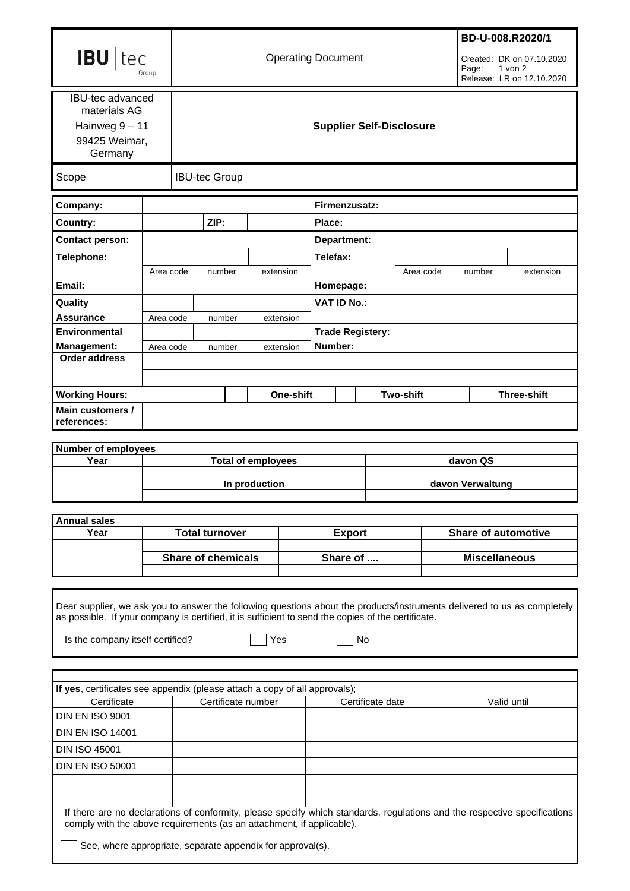| IBU tec Group | Operating Document | BD-U-008.R2020/1<br>Created: DK on 07.10.2020<br>Page: 1 von 2<br>Release: LR on 12.10.2020 |
|---|---|---|
| IBU-tec advanced materials AG<br>Hainweg 9 – 11<br>99425 Weimar, Germany | **Supplier Self-Disclosure** | |
| Scope | IBU-tec Group | |

| **Company:** | | | | **Firmenzusatz:** | | | |
|---|---|---|---|---|---|---|---|
| **Country:** | | **ZIP:** | | **Place:** | | | |
| **Contact person:** | | | | **Department:** | | | |
| **Telephone:** | Area code | number | extension | **Telefax:** | Area code | number | extension |
| **Email:** | | | | **Homepage:** | | | |
| **Quality Assurance** | Area code | number | extension | **VAT ID No.:** | | | |
| **Environmental Management:** | Area code | number | extension | **Trade Registery: Number:** | | | |
| **Order address** | | | | | | | |
| **Working Hours:** | | **One-shift** | | **Two-shift** | | **Three-shift** | |
| **Main customers / references:** | | | | | | | |

| **Number of employees** | | |
|---|---|---|
| **Year** | **Total of employees** | **davon QS** |
| | | |
| | **In production** | **davon Verwaltung** |
| | | |

| **Annual sales** | | | |
|---|---|---|---|
| **Year** | **Total turnover** | **Export** | **Share of automotive** |
| | | | |
| | **Share of chemicals** | **Share of ....** | **Miscellaneous** |
| | | | |

Dear supplier, we ask you to answer the following questions about the products/instruments delivered to us as completely as possible. If your company is certified, it is sufficient to send the copies of the certificate.

Is the company itself certified? ☐ Yes ☐ No

**If yes**, certificates see appendix (please attach a copy of all approvals);

| Certificate | Certificate number | Certificate date | Valid until |
|---|---|---|---|
| DIN EN ISO 9001 | | | |
| DIN EN ISO 14001 | | | |
| DIN ISO 45001 | | | |
| DIN EN ISO 50001 | | | |
| | | | |
| | | | |

If there are no declarations of conformity, please specify which standards, regulations and the respective specifications comply with the above requirements (as an attachment, if applicable).

☐ See, where appropriate, separate appendix for approval(s).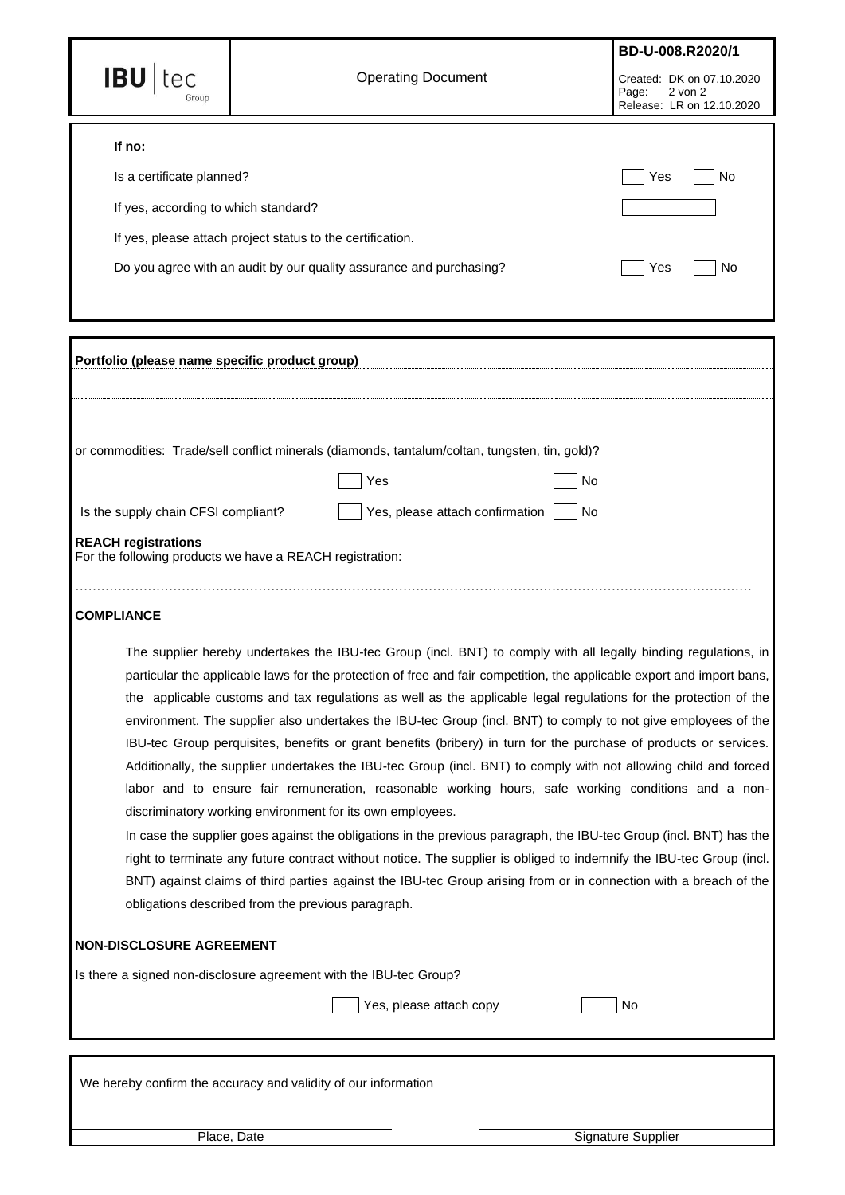**If no:**

Is a certificate planned? ☐ Yes ☐ No

If yes, according to which standard? ☐

If yes, please attach project status to the certification.

Do you agree with an audit by our quality assurance and purchasing? ☐ Yes ☐ No

**Portfolio (please name specific product group)**

or commodities: Trade/sell conflict minerals (diamonds, tantalum/coltan, tungsten, tin, gold)?

☐ Yes ☐ No

Is the supply chain CFSI compliant? ☐ Yes, please attach confirmation ☐ No

**REACH registrations**
For the following products we have a REACH registration:

…………………………………………………………………………………………………………………………………………

**COMPLIANCE**

The supplier hereby undertakes the IBU-tec Group (incl. BNT) to comply with all legally binding regulations, in particular the applicable laws for the protection of free and fair competition, the applicable export and import bans, the applicable customs and tax regulations as well as the applicable legal regulations for the protection of the environment. The supplier also undertakes the IBU-tec Group (incl. BNT) to comply to not give employees of the IBU-tec Group perquisites, benefits or grant benefits (bribery) in turn for the purchase of products or services. Additionally, the supplier undertakes the IBU-tec Group (incl. BNT) to comply with not allowing child and forced labor and to ensure fair remuneration, reasonable working hours, safe working conditions and a non-discriminatory working environment for its own employees.
In case the supplier goes against the obligations in the previous paragraph, the IBU-tec Group (incl. BNT) has the right to terminate any future contract without notice. The supplier is obliged to indemnify the IBU-tec Group (incl. BNT) against claims of third parties against the IBU-tec Group arising from or in connection with a breach of the obligations described from the previous paragraph.

**NON-DISCLOSURE AGREEMENT**

Is there a signed non-disclosure agreement with the IBU-tec Group?

☐ Yes, please attach copy ☐ No

We hereby confirm the accuracy and validity of our information

Place, Date Signature Supplier